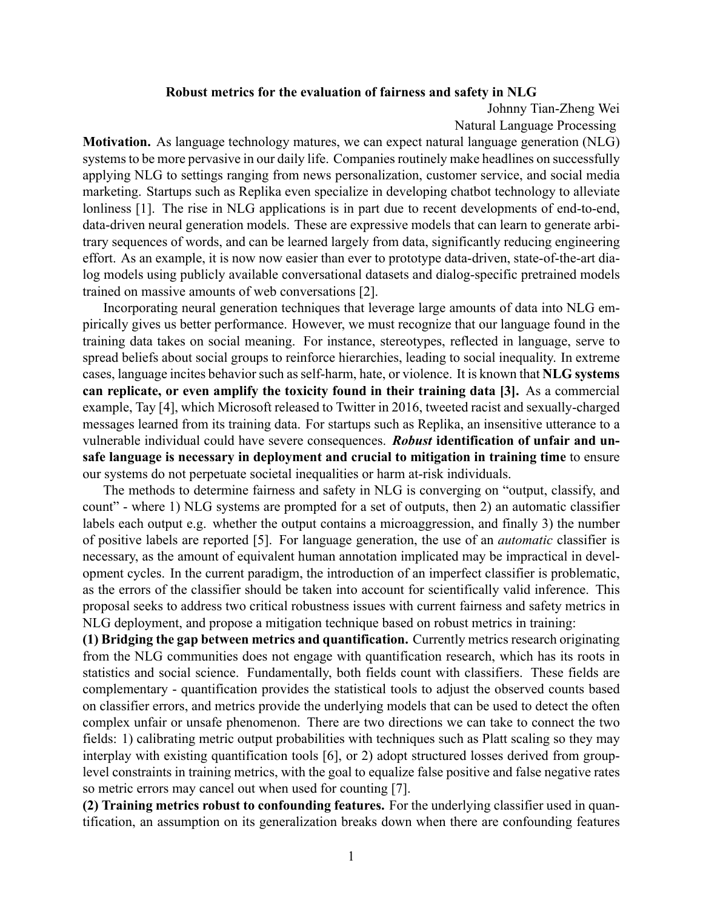# Robust metrics for the evaluation of fairness and safety in NLG

Johnny Tian-Zheng Wei
Natural Language Processing

**Motivation.** As language technology matures, we can expect natural language generation (NLG) systems to be more pervasive in our daily life. Companies routinely make headlines on successfully applying NLG to settings ranging from news personalization, customer service, and social media marketing. Startups such as Replika even specialize in developing chatbot technology to alleviate lonliness [1]. The rise in NLG applications is in part due to recent developments of end-to-end, data-driven neural generation models. These are expressive models that can learn to generate arbitrary sequences of words, and can be learned largely from data, significantly reducing engineering effort. As an example, it is now now easier than ever to prototype data-driven, state-of-the-art dialog models using publicly available conversational datasets and dialog-specific pretrained models trained on massive amounts of web conversations [2].

Incorporating neural generation techniques that leverage large amounts of data into NLG empirically gives us better performance. However, we must recognize that our language found in the training data takes on social meaning. For instance, stereotypes, reflected in language, serve to spread beliefs about social groups to reinforce hierarchies, leading to social inequality. In extreme cases, language incites behavior such as self-harm, hate, or violence. It is known that **NLG systems can replicate, or even amplify the toxicity found in their training data [3].** As a commercial example, Tay [4], which Microsoft released to Twitter in 2016, tweeted racist and sexually-charged messages learned from its training data. For startups such as Replika, an insensitive utterance to a vulnerable individual could have severe consequences. ***Robust* identification of unfair and unsafe language is necessary in deployment and crucial to mitigation in training time** to ensure our systems do not perpetuate societal inequalities or harm at-risk individuals.

The methods to determine fairness and safety in NLG is converging on "output, classify, and count" - where 1) NLG systems are prompted for a set of outputs, then 2) an automatic classifier labels each output e.g. whether the output contains a microaggression, and finally 3) the number of positive labels are reported [5]. For language generation, the use of an *automatic* classifier is necessary, as the amount of equivalent human annotation implicated may be impractical in development cycles. In the current paradigm, the introduction of an imperfect classifier is problematic, as the errors of the classifier should be taken into account for scientifically valid inference. This proposal seeks to address two critical robustness issues with current fairness and safety metrics in NLG deployment, and propose a mitigation technique based on robust metrics in training:

**(1) Bridging the gap between metrics and quantification.** Currently metrics research originating from the NLG communities does not engage with quantification research, which has its roots in statistics and social science. Fundamentally, both fields count with classifiers. These fields are complementary - quantification provides the statistical tools to adjust the observed counts based on classifier errors, and metrics provide the underlying models that can be used to detect the often complex unfair or unsafe phenomenon. There are two directions we can take to connect the two fields: 1) calibrating metric output probabilities with techniques such as Platt scaling so they may interplay with existing quantification tools [6], or 2) adopt structured losses derived from group-level constraints in training metrics, with the goal to equalize false positive and false negative rates so metric errors may cancel out when used for counting [7].

**(2) Training metrics robust to confounding features.** For the underlying classifier used in quantification, an assumption on its generalization breaks down when there are confounding features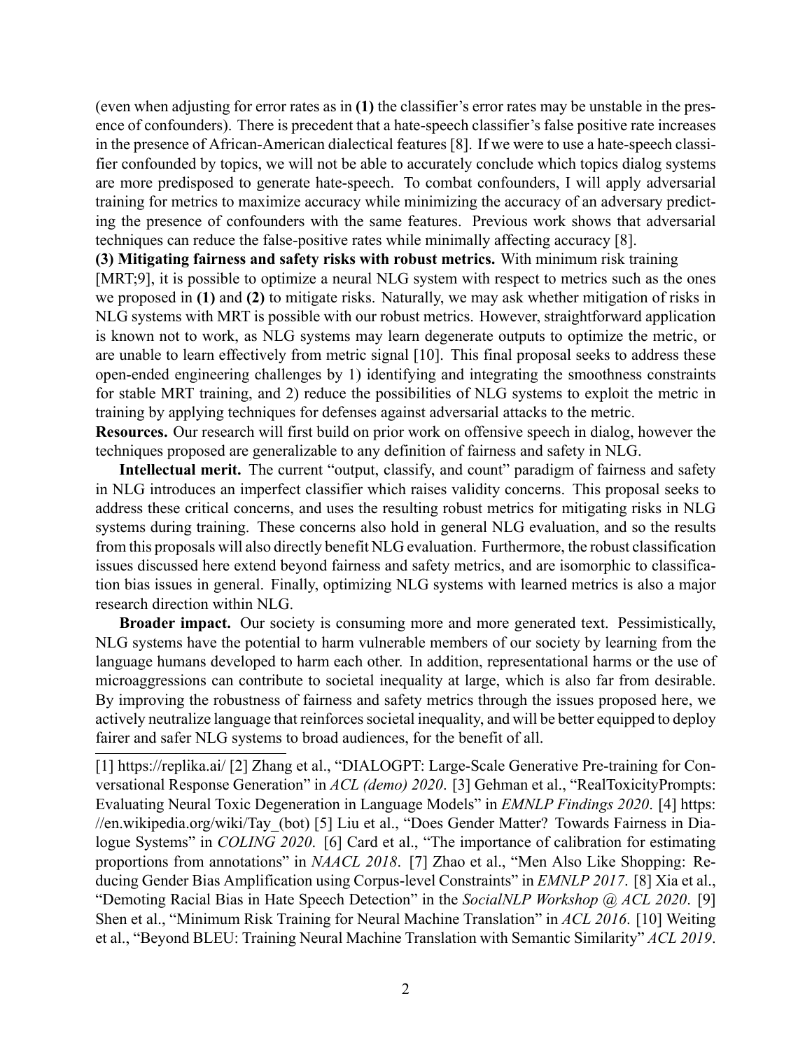(even when adjusting for error rates as in **(1)** the classifier's error rates may be unstable in the presence of confounders). There is precedent that a hate-speech classifier's false positive rate increases in the presence of African-American dialectical features [8]. If we were to use a hate-speech classifier confounded by topics, we will not be able to accurately conclude which topics dialog systems are more predisposed to generate hate-speech. To combat confounders, I will apply adversarial training for metrics to maximize accuracy while minimizing the accuracy of an adversary predicting the presence of confounders with the same features. Previous work shows that adversarial techniques can reduce the false-positive rates while minimally affecting accuracy [8].

**(3) Mitigating fairness and safety risks with robust metrics.** With minimum risk training [MRT;9], it is possible to optimize a neural NLG system with respect to metrics such as the ones we proposed in **(1)** and **(2)** to mitigate risks. Naturally, we may ask whether mitigation of risks in NLG systems with MRT is possible with our robust metrics. However, straightforward application is known not to work, as NLG systems may learn degenerate outputs to optimize the metric, or are unable to learn effectively from metric signal [10]. This final proposal seeks to address these open-ended engineering challenges by 1) identifying and integrating the smoothness constraints for stable MRT training, and 2) reduce the possibilities of NLG systems to exploit the metric in training by applying techniques for defenses against adversarial attacks to the metric.

**Resources.** Our research will first build on prior work on offensive speech in dialog, however the techniques proposed are generalizable to any definition of fairness and safety in NLG.

**Intellectual merit.** The current "output, classify, and count" paradigm of fairness and safety in NLG introduces an imperfect classifier which raises validity concerns. This proposal seeks to address these critical concerns, and uses the resulting robust metrics for mitigating risks in NLG systems during training. These concerns also hold in general NLG evaluation, and so the results from this proposals will also directly benefit NLG evaluation. Furthermore, the robust classification issues discussed here extend beyond fairness and safety metrics, and are isomorphic to classification bias issues in general. Finally, optimizing NLG systems with learned metrics is also a major research direction within NLG.

**Broader impact.** Our society is consuming more and more generated text. Pessimistically, NLG systems have the potential to harm vulnerable members of our society by learning from the language humans developed to harm each other. In addition, representational harms or the use of microaggressions can contribute to societal inequality at large, which is also far from desirable. By improving the robustness of fairness and safety metrics through the issues proposed here, we actively neutralize language that reinforces societal inequality, and will be better equipped to deploy fairer and safer NLG systems to broad audiences, for the benefit of all.

---

[1] https://replika.ai/ [2] Zhang et al., "DIALOGPT: Large-Scale Generative Pre-training for Conversational Response Generation" in *ACL (demo) 2020*. [3] Gehman et al., "RealToxicityPrompts: Evaluating Neural Toxic Degeneration in Language Models" in *EMNLP Findings 2020*. [4] https://en.wikipedia.org/wiki/Tay_(bot) [5] Liu et al., "Does Gender Matter? Towards Fairness in Dialogue Systems" in *COLING 2020*. [6] Card et al., "The importance of calibration for estimating proportions from annotations" in *NAACL 2018*. [7] Zhao et al., "Men Also Like Shopping: Reducing Gender Bias Amplification using Corpus-level Constraints" in *EMNLP 2017*. [8] Xia et al., "Demoting Racial Bias in Hate Speech Detection" in the *SocialNLP Workshop @ ACL 2020*. [9] Shen et al., "Minimum Risk Training for Neural Machine Translation" in *ACL 2016*. [10] Weiting et al., "Beyond BLEU: Training Neural Machine Translation with Semantic Similarity" *ACL 2019*.